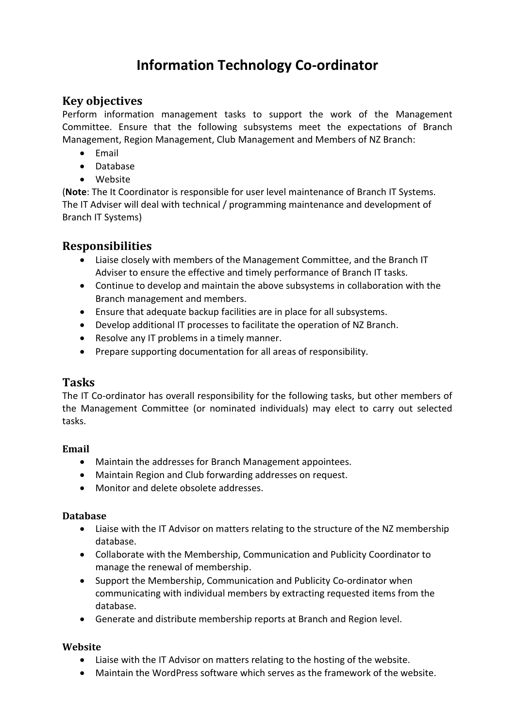# Information Technology Co-ordinator

## Key objectives

Perform information management tasks to support the work of the Management Committee. Ensure that the following subsystems meet the expectations of Branch Management, Region Management, Club Management and Members of NZ Branch:

- Email
- Database
- Website

(**Note**: The It Coordinator is responsible for user level maintenance of Branch IT Systems. The IT Adviser will deal with technical / programming maintenance and development of Branch IT Systems)

## Responsibilities

- Liaise closely with members of the Management Committee, and the Branch IT Adviser to ensure the effective and timely performance of Branch IT tasks.
- Continue to develop and maintain the above subsystems in collaboration with the Branch management and members.
- Ensure that adequate backup facilities are in place for all subsystems.
- Develop additional IT processes to facilitate the operation of NZ Branch.
- Resolve any IT problems in a timely manner.
- Prepare supporting documentation for all areas of responsibility.

## Tasks

The IT Co-ordinator has overall responsibility for the following tasks, but other members of the Management Committee (or nominated individuals) may elect to carry out selected tasks.

### Email

- Maintain the addresses for Branch Management appointees.
- Maintain Region and Club forwarding addresses on request.
- Monitor and delete obsolete addresses.

### Database

- Liaise with the IT Advisor on matters relating to the structure of the NZ membership database.
- Collaborate with the Membership, Communication and Publicity Coordinator to manage the renewal of membership.
- Support the Membership, Communication and Publicity Co-ordinator when communicating with individual members by extracting requested items from the database.
- Generate and distribute membership reports at Branch and Region level.

### Website

- Liaise with the IT Advisor on matters relating to the hosting of the website.
- Maintain the WordPress software which serves as the framework of the website.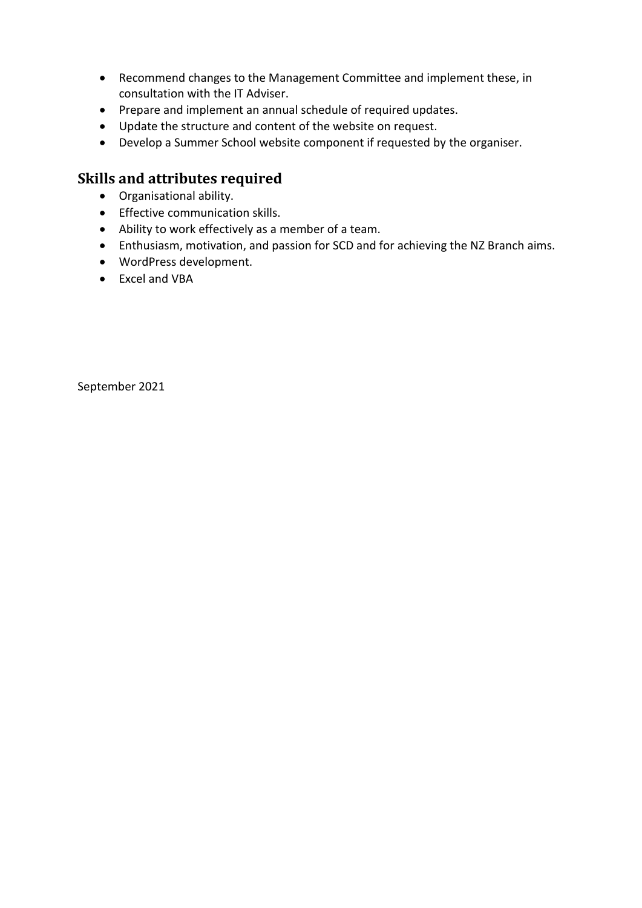- Recommend changes to the Management Committee and implement these, in consultation with the IT Adviser.
- Prepare and implement an annual schedule of required updates.
- Update the structure and content of the website on request.
- Develop a Summer School website component if requested by the organiser.

## Skills and attributes required

- Organisational ability.
- Effective communication skills.
- Ability to work effectively as a member of a team.
- Enthusiasm, motivation, and passion for SCD and for achieving the NZ Branch aims.
- WordPress development.
- Excel and VBA

September 2021